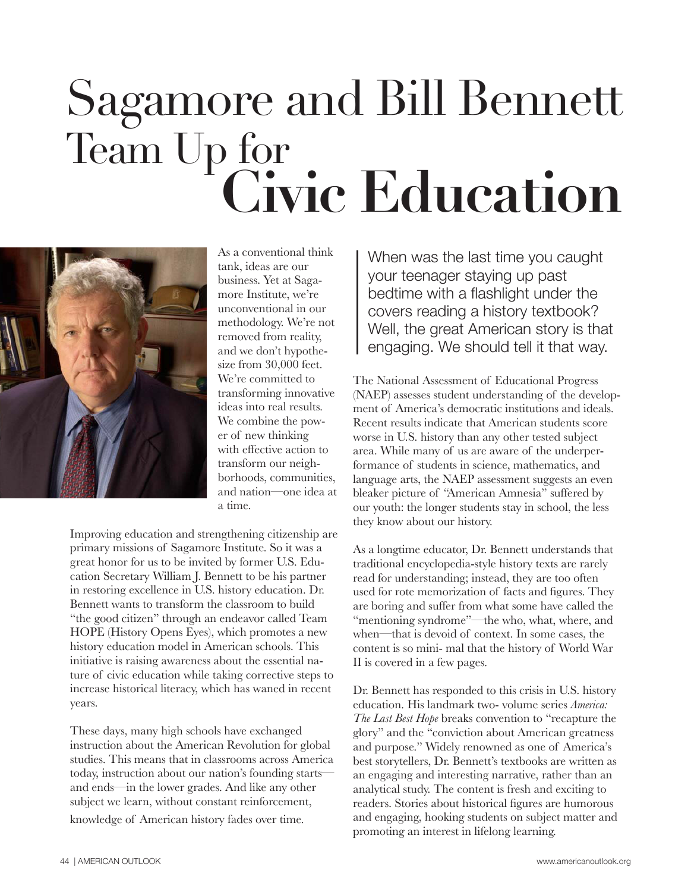# Sagamore and Bill Bennett Team Up for **Civic Education**

As a conventional think tank, ideas are our business. Yet at Sagamore Institute, we're unconventional in our methodology. We're not removed from reality, and we don't hypothesize from 30,000 feet. We're committed to transforming innovative ideas into real results. We combine the power of new thinking with effective action to transform our neighborhoods, communities, and nation—one idea at a time.

Improving education and strengthening citizenship are primary missions of Sagamore Institute. So it was a great honor for us to be invited by former U.S. Education Secretary William J. Bennett to be his partner in restoring excellence in U.S. history education. Dr. Bennett wants to transform the classroom to build "the good citizen" through an endeavor called Team HOPE (History Opens Eyes), which promotes a new history education model in American schools. This initiative is raising awareness about the essential nature of civic education while taking corrective steps to increase historical literacy, which has waned in recent years.

These days, many high schools have exchanged instruction about the American Revolution for global studies. This means that in classrooms across America today, instruction about our nation's founding starts—and ends—in the lower grades. And like any other subject we learn, without constant reinforcement, knowledge of American history fades over time.

> When was the last time you caught your teenager staying up past bedtime with a flashlight under the covers reading a history textbook? Well, the great American story is that engaging. We should tell it that way.

The National Assessment of Educational Progress (NAEP) assesses student understanding of the development of America's democratic institutions and ideals. Recent results indicate that American students score worse in U.S. history than any other tested subject area. While many of us are aware of the underperformance of students in science, mathematics, and language arts, the NAEP assessment suggests an even bleaker picture of "American Amnesia" suffered by our youth: the longer students stay in school, the less they know about our history.

As a longtime educator, Dr. Bennett understands that traditional encyclopedia-style history texts are rarely read for understanding; instead, they are too often used for rote memorization of facts and figures. They are boring and suffer from what some have called the "mentioning syndrome"—the who, what, where, and when—that is devoid of context. In some cases, the content is so mini- mal that the history of World War II is covered in a few pages.

Dr. Bennett has responded to this crisis in U.S. history education. His landmark two- volume series *America: The Last Best Hope* breaks convention to "recapture the glory" and the "conviction about American greatness and purpose." Widely renowned as one of America's best storytellers, Dr. Bennett's textbooks are written as an engaging and interesting narrative, rather than an analytical study. The content is fresh and exciting to readers. Stories about historical figures are humorous and engaging, hooking students on subject matter and promoting an interest in lifelong learning.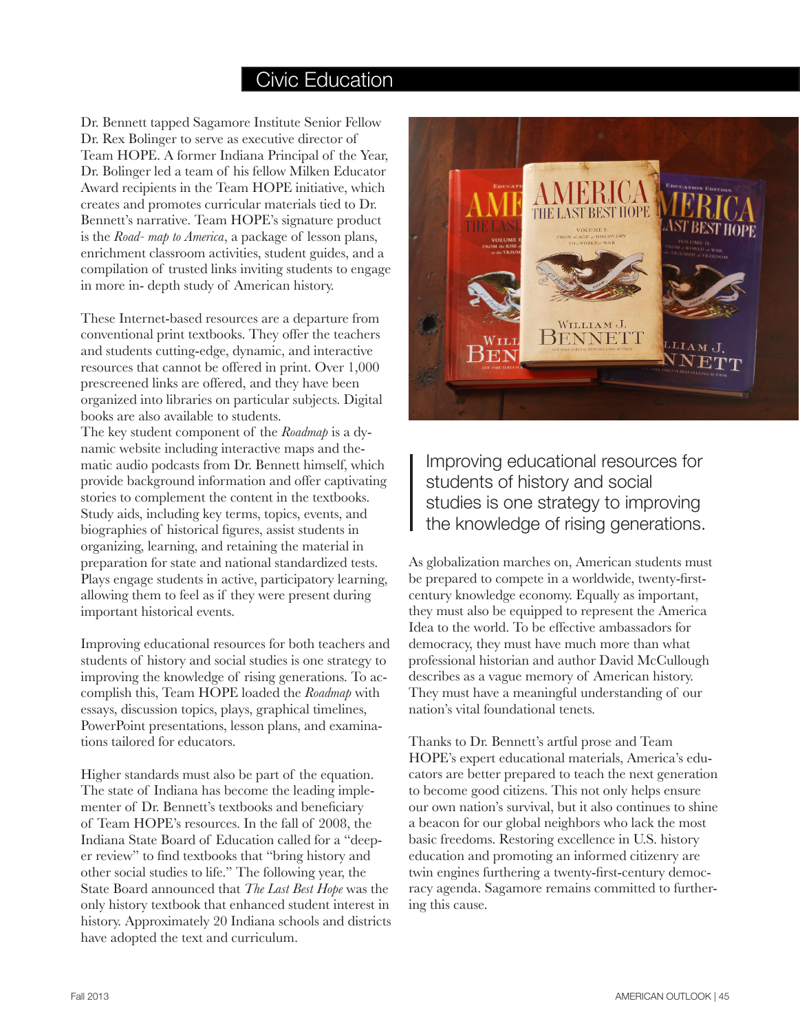## Civic Education

Dr. Bennett tapped Sagamore Institute Senior Fellow Dr. Rex Bolinger to serve as executive director of Team HOPE. A former Indiana Principal of the Year, Dr. Bolinger led a team of his fellow Milken Educator Award recipients in the Team HOPE initiative, which creates and promotes curricular materials tied to Dr. Bennett's narrative. Team HOPE's signature product is the *Road- map to America*, a package of lesson plans, enrichment classroom activities, student guides, and a compilation of trusted links inviting students to engage in more in- depth study of American history.

These Internet-based resources are a departure from conventional print textbooks. They offer the teachers and students cutting-edge, dynamic, and interactive resources that cannot be offered in print. Over 1,000 prescreened links are offered, and they have been organized into libraries on particular subjects. Digital books are also available to students.

The key student component of the *Roadmap* is a dynamic website including interactive maps and thematic audio podcasts from Dr. Bennett himself, which provide background information and offer captivating stories to complement the content in the textbooks. Study aids, including key terms, topics, events, and biographies of historical figures, assist students in organizing, learning, and retaining the material in preparation for state and national standardized tests. Plays engage students in active, participatory learning, allowing them to feel as if they were present during important historical events.

Improving educational resources for both teachers and students of history and social studies is one strategy to improving the knowledge of rising generations. To accomplish this, Team HOPE loaded the *Roadmap* with essays, discussion topics, plays, graphical timelines, PowerPoint presentations, lesson plans, and examinations tailored for educators.

Higher standards must also be part of the equation. The state of Indiana has become the leading implementer of Dr. Bennett's textbooks and beneficiary of Team HOPE's resources. In the fall of 2008, the Indiana State Board of Education called for a "deeper review" to find textbooks that "bring history and other social studies to life." The following year, the State Board announced that *The Last Best Hope* was the only history textbook that enhanced student interest in history. Approximately 20 Indiana schools and districts have adopted the text and curriculum.

> Improving educational resources for students of history and social studies is one strategy to improving the knowledge of rising generations.

As globalization marches on, American students must be prepared to compete in a worldwide, twenty-first-century knowledge economy. Equally as important, they must also be equipped to represent the America Idea to the world. To be effective ambassadors for democracy, they must have much more than what professional historian and author David McCullough describes as a vague memory of American history. They must have a meaningful understanding of our nation's vital foundational tenets.

Thanks to Dr. Bennett's artful prose and Team HOPE's expert educational materials, America's educators are better prepared to teach the next generation to become good citizens. This not only helps ensure our own nation's survival, but it also continues to shine a beacon for our global neighbors who lack the most basic freedoms. Restoring excellence in U.S. history education and promoting an informed citizenry are twin engines furthering a twenty-first-century democracy agenda. Sagamore remains committed to furthering this cause.